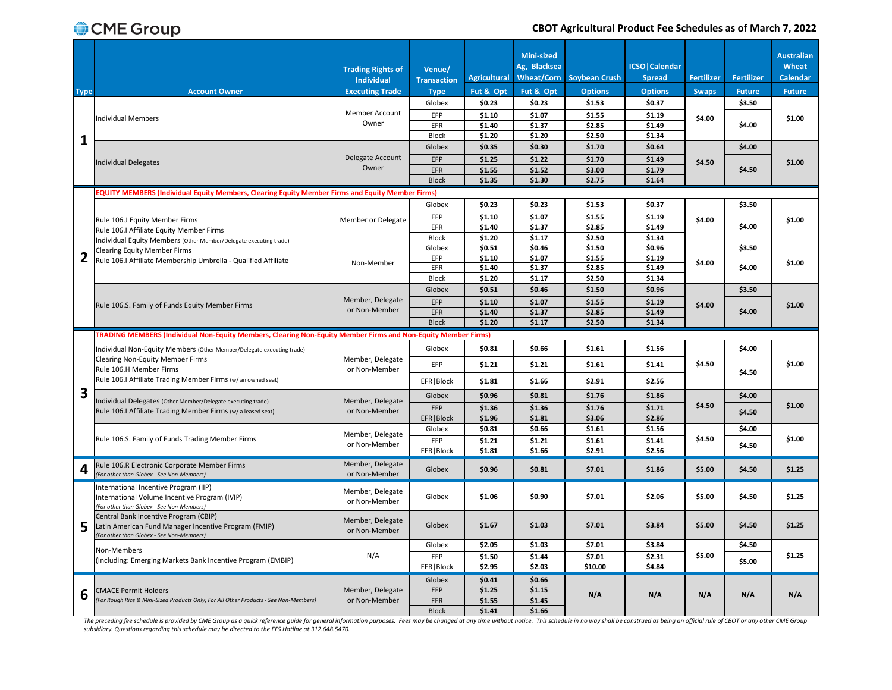CME Group

## CBOT Agricultural Product Fee Schedules as of March 7, 2022

| Type | Account Owner | Trading Rights of Individual Executing Trade | Venue/ Transaction Type | Agricultural Fut & Opt | Mini-sized Ag, Blacksea Wheat/Corn Fut & Opt | Soybean Crush Options | ICSO\|Calendar Spread Options | Fertilizer Swaps | Fertilizer Future | Australian Wheat Calendar Future |
|---|---|---|---|---|---|---|---|---|---|---|
| 1 | Individual Members | Member Account Owner | Globex | $0.23 | $0.23 | $1.53 | $0.37 | $4.00 | $3.50 | $1.00 |
| | | | EFP | $1.10 | $1.07 | $1.55 | $1.19 | | $4.00 | |
| | | | EFR | $1.40 | $1.37 | $2.85 | $1.49 | | | |
| | | | Block | $1.20 | $1.20 | $2.50 | $1.34 | | | |
| | Individual Delegates | Delegate Account Owner | Globex | $0.35 | $0.30 | $1.70 | $0.64 | $4.50 | $4.00 | $1.00 |
| | | | EFP | $1.25 | $1.22 | $1.70 | $1.49 | | $4.50 | |
| | | | EFR | $1.55 | $1.52 | $3.00 | $1.79 | | | |
| | | | Block | $1.35 | $1.30 | $2.75 | $1.64 | | | |
| 2 | **EQUITY MEMBERS (Individual Equity Members, Clearing Equity Member Firms and Equity Member Firms)** | | | | | | | | | |
| | Rule 106.J Equity Member Firms<br>Rule 106.I Affiliate Equity Member Firms<br>Individual Equity Members (Other Member/Delegate executing trade)<br>Clearing Equity Member Firms<br>Rule 106.I Affiliate Membership Umbrella - Qualified Affiliate | Member or Delegate | Globex | $0.23 | $0.23 | $1.53 | $0.37 | $4.00 | $3.50 | $1.00 |
| | | | EFP | $1.10 | $1.07 | $1.55 | $1.19 | | $4.00 | |
| | | | EFR | $1.40 | $1.37 | $2.85 | $1.49 | | | |
| | | | Block | $1.20 | $1.17 | $2.50 | $1.34 | | | |
| | | Non-Member | Globex | $0.51 | $0.46 | $1.50 | $0.96 | $4.00 | $3.50 | $1.00 |
| | | | EFP | $1.10 | $1.07 | $1.55 | $1.19 | | $4.00 | |
| | | | EFR | $1.40 | $1.37 | $2.85 | $1.49 | | | |
| | | | Block | $1.20 | $1.17 | $2.50 | $1.34 | | | |
| | Rule 106.S. Family of Funds Equity Member Firms | Member, Delegate or Non-Member | Globex | $0.51 | $0.46 | $1.50 | $0.96 | $4.00 | $3.50 | $1.00 |
| | | | EFP | $1.10 | $1.07 | $1.55 | $1.19 | | $4.00 | |
| | | | EFR | $1.40 | $1.37 | $2.85 | $1.49 | | | |
| | | | Block | $1.20 | $1.17 | $2.50 | $1.34 | | | |
| 3 | **TRADING MEMBERS (Individual Non-Equity Members, Clearing Non-Equity Member Firms and Non-Equity Member Firms)** | | | | | | | | | |
| | Individual Non-Equity Members (Other Member/Delegate executing trade)<br>Clearing Non-Equity Member Firms<br>Rule 106.H Member Firms<br>Rule 106.I Affiliate Trading Member Firms (w/ an owned seat) | Member, Delegate or Non-Member | Globex | $0.81 | $0.66 | $1.61 | $1.56 | $4.50 | $4.00 | $1.00 |
| | | | EFP | $1.21 | $1.21 | $1.61 | $1.41 | | $4.50 | |
| | | | EFR\|Block | $1.81 | $1.66 | $2.91 | $2.56 | | | |
| | Individual Delegates (Other Member/Delegate executing trade)<br>Rule 106.I Affiliate Trading Member Firms (w/ a leased seat) | Member, Delegate or Non-Member | Globex | $0.96 | $0.81 | $1.76 | $1.86 | $4.50 | $4.00 | $1.00 |
| | | | EFP | $1.36 | $1.36 | $1.76 | $1.71 | | $4.50 | |
| | | | EFR\|Block | $1.96 | $1.81 | $3.06 | $2.86 | | | |
| | Rule 106.S. Family of Funds Trading Member Firms | Member, Delegate or Non-Member | Globex | $0.81 | $0.66 | $1.61 | $1.56 | $4.50 | $4.00 | $1.00 |
| | | | EFP | $1.21 | $1.21 | $1.61 | $1.41 | | $4.50 | |
| | | | EFR\|Block | $1.81 | $1.66 | $2.91 | $2.56 | | | |
| 4 | Rule 106.R Electronic Corporate Member Firms<br>*(For other than Globex - See Non-Members)* | Member, Delegate or Non-Member | Globex | $0.96 | $0.81 | $7.01 | $1.86 | $5.00 | $4.50 | $1.25 |
| 5 | International Incentive Program (IIP)<br>International Volume Incentive Program (IVIP)<br>*(For other than Globex - See Non-Members)* | Member, Delegate or Non-Member | Globex | $1.06 | $0.90 | $7.01 | $2.06 | $5.00 | $4.50 | $1.25 |
| | Central Bank Incentive Program (CBIP)<br>Latin American Fund Manager Incentive Program (FMIP)<br>*(For other than Globex - See Non-Members)* | Member, Delegate or Non-Member | Globex | $1.67 | $1.03 | $7.01 | $3.84 | $5.00 | $4.50 | $1.25 |
| | Non-Members<br>(Including: Emerging Markets Bank Incentive Program (EMBIP) | N/A | Globex | $2.05 | $1.03 | $7.01 | $3.84 | $5.00 | $4.50 | $1.25 |
| | | | EFP | $1.50 | $1.44 | $7.01 | $2.31 | | $5.00 | |
| | | | EFR\|Block | $2.95 | $2.03 | $10.00 | $4.84 | | | |
| 6 | CMACE Permit Holders<br>*(For Rough Rice & Mini-Sized Products Only; For All Other Products - See Non-Members)* | Member, Delegate or Non-Member | Globex | $0.41 | $0.66 | N/A | N/A | N/A | N/A | N/A |
| | | | EFP | $1.25 | $1.15 | | | | | |
| | | | EFR | $1.55 | $1.45 | | | | | |
| | | | Block | $1.41 | $1.66 | | | | | |

*The preceding fee schedule is provided by CME Group as a quick reference guide for general information purposes. Fees may be changed at any time without notice. This schedule in no way shall be construed as being an official rule of CBOT or any other CME Group subsidiary. Questions regarding this schedule may be directed to the EFS Hotline at 312.648.5470.*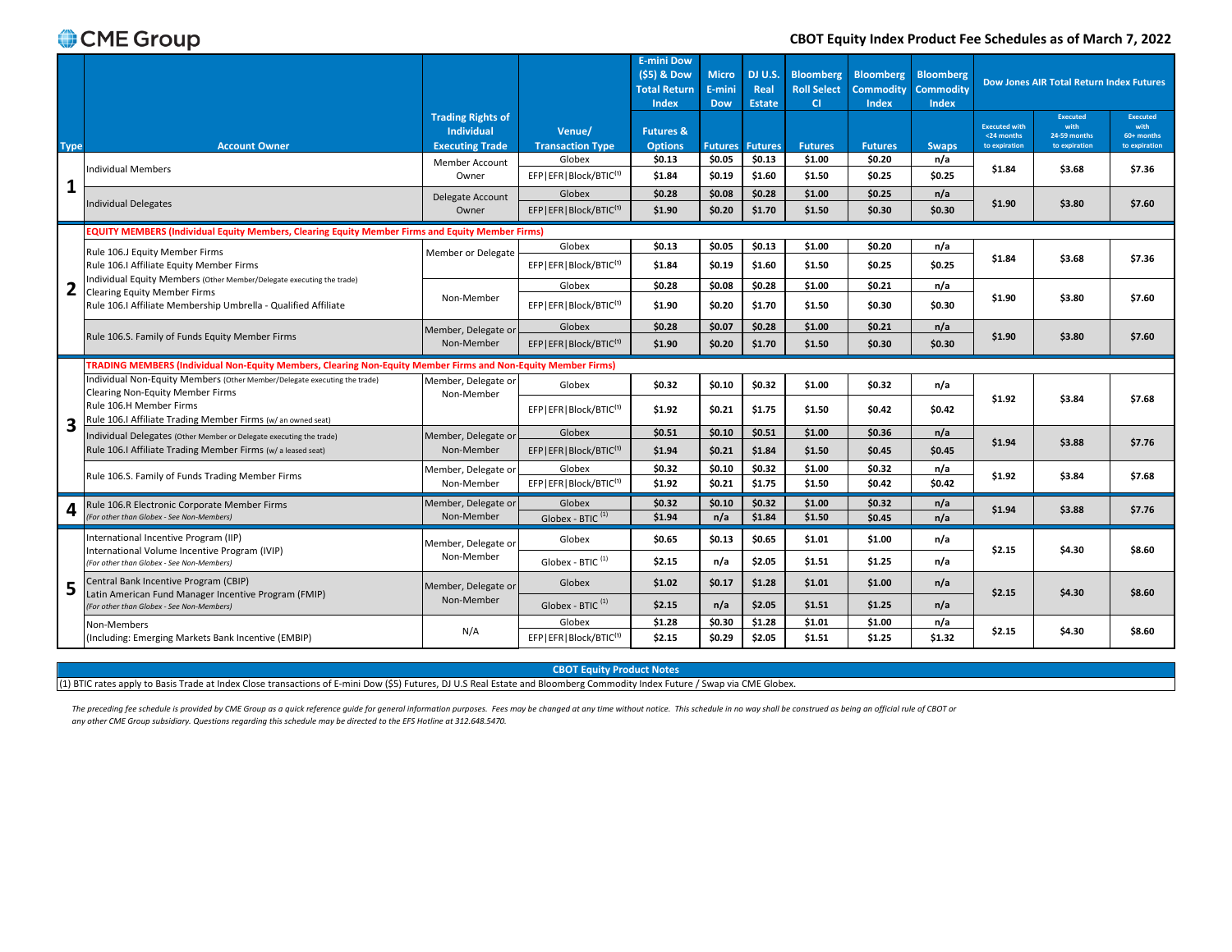# CBOT Equity Index Product Fee Schedules as of March 7, 2022

| Type | Account Owner | Trading Rights of Individual Executing Trade | Venue/ Transaction Type | E-mini Dow ($5) & Dow Total Return Index Futures & Options | Micro E-mini Dow Futures | DJ U.S. Real Estate Futures | Bloomberg Roll Select CI Futures | Bloomberg Commodity Index Futures | Bloomberg Commodity Index Swaps | Dow Jones AIR Total Return Index Futures Executed with <24 months to expiration | Dow Jones AIR Total Return Index Futures Executed with 24-59 months to expiration | Dow Jones AIR Total Return Index Futures Executed with 60+ months to expiration |
|---|---|---|---|---|---|---|---|---|---|---|---|---|
| 1 | Individual Members | Member Account Owner | Globex | $0.13 | $0.05 | $0.13 | $1.00 | $0.20 | n/a | $1.84 | $3.68 | $7.36 |
| | | | EFP\|EFR\|Block/BTIC(1) | $1.84 | $0.19 | $1.60 | $1.50 | $0.25 | $0.25 | | | |
| | Individual Delegates | Delegate Account Owner | Globex | $0.28 | $0.08 | $0.28 | $1.00 | $0.25 | n/a | $1.90 | $3.80 | $7.60 |
| | | | EFP\|EFR\|Block/BTIC(1) | $1.90 | $0.20 | $1.70 | $1.50 | $0.30 | $0.30 | | | |
| 2 | **EQUITY MEMBERS (Individual Equity Members, Clearing Equity Member Firms and Equity Member Firms)** | | | | | | | | | | | |
| | Rule 106.J Equity Member Firms<br>Rule 106.I Affiliate Equity Member Firms<br>Individual Equity Members (Other Member/Delegate executing the trade)<br>Clearing Equity Member Firms<br>Rule 106.I Affiliate Membership Umbrella - Qualified Affiliate | Member or Delegate | Globex | $0.13 | $0.05 | $0.13 | $1.00 | $0.20 | n/a | $1.84 | $3.68 | $7.36 |
| | | | EFP\|EFR\|Block/BTIC(1) | $1.84 | $0.19 | $1.60 | $1.50 | $0.25 | $0.25 | | | |
| | | Non-Member | Globex | $0.28 | $0.08 | $0.28 | $1.00 | $0.21 | n/a | $1.90 | $3.80 | $7.60 |
| | | | EFP\|EFR\|Block/BTIC(1) | $1.90 | $0.20 | $1.70 | $1.50 | $0.30 | $0.30 | | | |
| | Rule 106.S. Family of Funds Equity Member Firms | Member, Delegate or Non-Member | Globex | $0.28 | $0.07 | $0.28 | $1.00 | $0.21 | n/a | $1.90 | $3.80 | $7.60 |
| | | | EFP\|EFR\|Block/BTIC(1) | $1.90 | $0.20 | $1.70 | $1.50 | $0.30 | $0.30 | | | |
| 3 | **TRADING MEMBERS (Individual Non-Equity Members, Clearing Non-Equity Member Firms and Non-Equity Member Firms)** | | | | | | | | | | | |
| | Individual Non-Equity Members (Other Member/Delegate executing the trade)<br>Clearing Non-Equity Member Firms<br>Rule 106.H Member Firms<br>Rule 106.I Affiliate Trading Member Firms (w/ an owned seat) | Member, Delegate or Non-Member | Globex | $0.32 | $0.10 | $0.32 | $1.00 | $0.32 | n/a | $1.92 | $3.84 | $7.68 |
| | | | EFP\|EFR\|Block/BTIC(1) | $1.92 | $0.21 | $1.75 | $1.50 | $0.42 | $0.42 | | | |
| | Individual Delegates (Other Member or Delegate executing the trade)<br>Rule 106.I Affiliate Trading Member Firms (w/ a leased seat) | Member, Delegate or Non-Member | Globex | $0.51 | $0.10 | $0.51 | $1.00 | $0.36 | n/a | $1.94 | $3.88 | $7.76 |
| | | | EFP\|EFR\|Block/BTIC(1) | $1.94 | $0.21 | $1.84 | $1.50 | $0.45 | $0.45 | | | |
| | Rule 106.S. Family of Funds Trading Member Firms | Member, Delegate or Non-Member | Globex | $0.32 | $0.10 | $0.32 | $1.00 | $0.32 | n/a | $1.92 | $3.84 | $7.68 |
| | | | EFP\|EFR\|Block/BTIC(1) | $1.92 | $0.21 | $1.75 | $1.50 | $0.42 | $0.42 | | | |
| 4 | Rule 106.R Electronic Corporate Member Firms<br>*(For other than Globex - See Non-Members)* | Member, Delegate or Non-Member | Globex | $0.32 | $0.10 | $0.32 | $1.00 | $0.32 | n/a | $1.94 | $3.88 | $7.76 |
| | | | Globex - BTIC (1) | $1.94 | n/a | $1.84 | $1.50 | $0.45 | n/a | | | |
| 5 | International Incentive Program (IIP)<br>International Volume Incentive Program (IVIP)<br>*(For other than Globex - See Non-Members)* | Member, Delegate or Non-Member | Globex | $0.65 | $0.13 | $0.65 | $1.01 | $1.00 | n/a | $2.15 | $4.30 | $8.60 |
| | | | Globex - BTIC (1) | $2.15 | n/a | $2.05 | $1.51 | $1.25 | n/a | | | |
| | Central Bank Incentive Program (CBIP)<br>Latin American Fund Manager Incentive Program (FMIP)<br>*(For other than Globex - See Non-Members)* | Member, Delegate or Non-Member | Globex | $1.02 | $0.17 | $1.28 | $1.01 | $1.00 | n/a | $2.15 | $4.30 | $8.60 |
| | | | Globex - BTIC (1) | $2.15 | n/a | $2.05 | $1.51 | $1.25 | n/a | | | |
| | Non-Members<br>(Including: Emerging Markets Bank Incentive (EMBIP) | N/A | Globex | $1.28 | $0.30 | $1.28 | $1.01 | $1.00 | n/a | $2.15 | $4.30 | $8.60 |
| | | | EFP\|EFR\|Block/BTIC(1) | $2.15 | $0.29 | $2.05 | $1.51 | $1.25 | $1.32 | | | |

**CBOT Equity Product Notes**

(1) BTIC rates apply to Basis Trade at Index Close transactions of E-mini Dow ($5) Futures, DJ U.S Real Estate and Bloomberg Commodity Index Future / Swap via CME Globex.

*The preceding fee schedule is provided by CME Group as a quick reference guide for general information purposes. Fees may be changed at any time without notice. This schedule in no way shall be construed as being an official rule of CBOT or any other CME Group subsidiary. Questions regarding this schedule may be directed to the EFS Hotline at 312.648.5470.*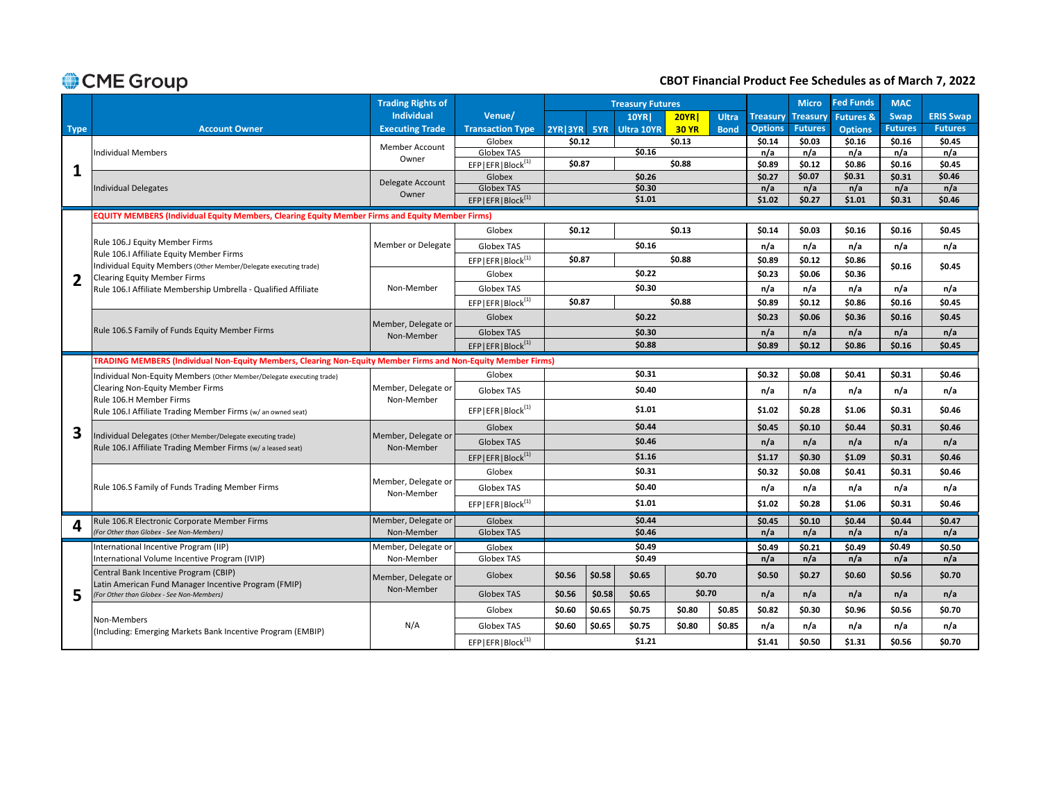# CME Group

## CBOT Financial Product Fee Schedules as of March 7, 2022

| Type | Account Owner | Trading Rights of Individual Executing Trade | Venue/ Transaction Type | Treasury Futures 2YR\|3YR | Treasury Futures 5YR | Treasury Futures 10YR\| Ultra 10YR | Treasury Futures 20YR\| 30 YR | Treasury Futures Ultra Bond | Treasury Options | Micro Treasury Futures | Fed Funds Futures & Options | MAC Swap Futures | ERIS Swap Futures |
|---|---|---|---|---|---|---|---|---|---|---|---|---|---|
| 1 | Individual Members | Member Account Owner | Globex | $0.12 | | $0.13 | | | $0.14 | $0.03 | $0.16 | $0.16 | $0.45 |
| | | | Globex TAS | $0.16 | | | | | n/a | n/a | n/a | n/a | n/a |
| | | | EFP\|EFR\|Block[1] | $0.87 | | $0.88 | | | $0.89 | $0.12 | $0.86 | $0.16 | $0.45 |
| | Individual Delegates | Delegate Account Owner | Globex | $0.26 | | | | | $0.27 | $0.07 | $0.31 | $0.31 | $0.46 |
| | | | Globex TAS | $0.30 | | | | | n/a | n/a | n/a | n/a | n/a |
| | | | EFP\|EFR\|Block[1] | $1.01 | | | | | $1.02 | $0.27 | $1.01 | $0.31 | $0.46 |
| 2 | **EQUITY MEMBERS (Individual Equity Members, Clearing Equity Member Firms and Equity Member Firms)** | | | | | | | | | | | | |
| | Rule 106.J Equity Member Firms<br>Rule 106.I Affiliate Equity Member Firms<br>Individual Equity Members (Other Member/Delegate executing trade)<br>Clearing Equity Member Firms<br>Rule 106.I Affiliate Membership Umbrella - Qualified Affiliate | Member or Delegate | Globex | $0.12 | | $0.13 | | | $0.14 | $0.03 | $0.16 | $0.16 | $0.45 |
| | | | Globex TAS | $0.16 | | | | | n/a | n/a | n/a | n/a | n/a |
| | | | EFP\|EFR\|Block[1] | $0.87 | | $0.88 | | | $0.89 | $0.12 | $0.86 | $0.16 | $0.45 |
| | | Non-Member | Globex | $0.22 | | | | | $0.23 | $0.06 | $0.36 | | |
| | | | Globex TAS | $0.30 | | | | | n/a | n/a | n/a | n/a | n/a |
| | | | EFP\|EFR\|Block[1] | $0.87 | | $0.88 | | | $0.89 | $0.12 | $0.86 | $0.16 | $0.45 |
| | Rule 106.S Family of Funds Equity Member Firms | Member, Delegate or Non-Member | Globex | $0.22 | | | | | $0.23 | $0.06 | $0.36 | $0.16 | $0.45 |
| | | | Globex TAS | $0.30 | | | | | n/a | n/a | n/a | n/a | n/a |
| | | | EFP\|EFR\|Block[1] | $0.88 | | | | | $0.89 | $0.12 | $0.86 | $0.16 | $0.45 |
| 3 | **TRADING MEMBERS (Individual Non-Equity Members, Clearing Non-Equity Member Firms and Non-Equity Member Firms)** | | | | | | | | | | | | |
| | Individual Non-Equity Members (Other Member/Delegate executing trade)<br>Clearing Non-Equity Member Firms<br>Rule 106.H Member Firms<br>Rule 106.I Affiliate Trading Member Firms (w/ an owned seat) | Member, Delegate or Non-Member | Globex | $0.31 | | | | | $0.32 | $0.08 | $0.41 | $0.31 | $0.46 |
| | | | Globex TAS | $0.40 | | | | | n/a | n/a | n/a | n/a | n/a |
| | | | EFP\|EFR\|Block[1] | $1.01 | | | | | $1.02 | $0.28 | $1.06 | $0.31 | $0.46 |
| | Individual Delegates (Other Member/Delegate executing trade)<br>Rule 106.I Affiliate Trading Member Firms (w/ a leased seat) | Member, Delegate or Non-Member | Globex | $0.44 | | | | | $0.45 | $0.10 | $0.44 | $0.31 | $0.46 |
| | | | Globex TAS | $0.46 | | | | | n/a | n/a | n/a | n/a | n/a |
| | | | EFP\|EFR\|Block[1] | $1.16 | | | | | $1.17 | $0.30 | $1.09 | $0.31 | $0.46 |
| | Rule 106.S Family of Funds Trading Member Firms | Member, Delegate or Non-Member | Globex | $0.31 | | | | | $0.32 | $0.08 | $0.41 | $0.31 | $0.46 |
| | | | Globex TAS | $0.40 | | | | | n/a | n/a | n/a | n/a | n/a |
| | | | EFP\|EFR\|Block[1] | $1.01 | | | | | $1.02 | $0.28 | $1.06 | $0.31 | $0.46 |
| 4 | Rule 106.R Electronic Corporate Member Firms<br>*(For Other than Globex - See Non-Members)* | Member, Delegate or Non-Member | Globex | $0.44 | | | | | $0.45 | $0.10 | $0.44 | $0.44 | $0.47 |
| | | | Globex TAS | $0.46 | | | | | n/a | n/a | n/a | n/a | n/a |
| 5 | International Incentive Program (IIP)<br>International Volume Incentive Program (IVIP) | Member, Delegate or Non-Member | Globex | $0.49 | | | | | $0.49 | $0.21 | $0.49 | $0.49 | $0.50 |
| | | | Globex TAS | $0.49 | | | | | n/a | n/a | n/a | n/a | n/a |
| | Central Bank Incentive Program (CBIP)<br>Latin American Fund Manager Incentive Program (FMIP)<br>*(For Other than Globex - See Non-Members)* | Member, Delegate or Non-Member | Globex | $0.56 | $0.58 | $0.65 | $0.70 | | $0.50 | $0.27 | $0.60 | $0.56 | $0.70 |
| | | | Globex TAS | $0.56 | $0.58 | $0.65 | $0.70 | | n/a | n/a | n/a | n/a | n/a |
| | Non-Members<br>(Including: Emerging Markets Bank Incentive Program (EMBIP) | N/A | Globex | $0.60 | $0.65 | $0.75 | $0.80 | $0.85 | $0.82 | $0.30 | $0.96 | $0.56 | $0.70 |
| | | | Globex TAS | $0.60 | $0.65 | $0.75 | $0.80 | $0.85 | n/a | n/a | n/a | n/a | n/a |
| | | | EFP\|EFR\|Block[1] | $1.21 | | | | | $1.41 | $0.50 | $1.31 | $0.56 | $0.70 |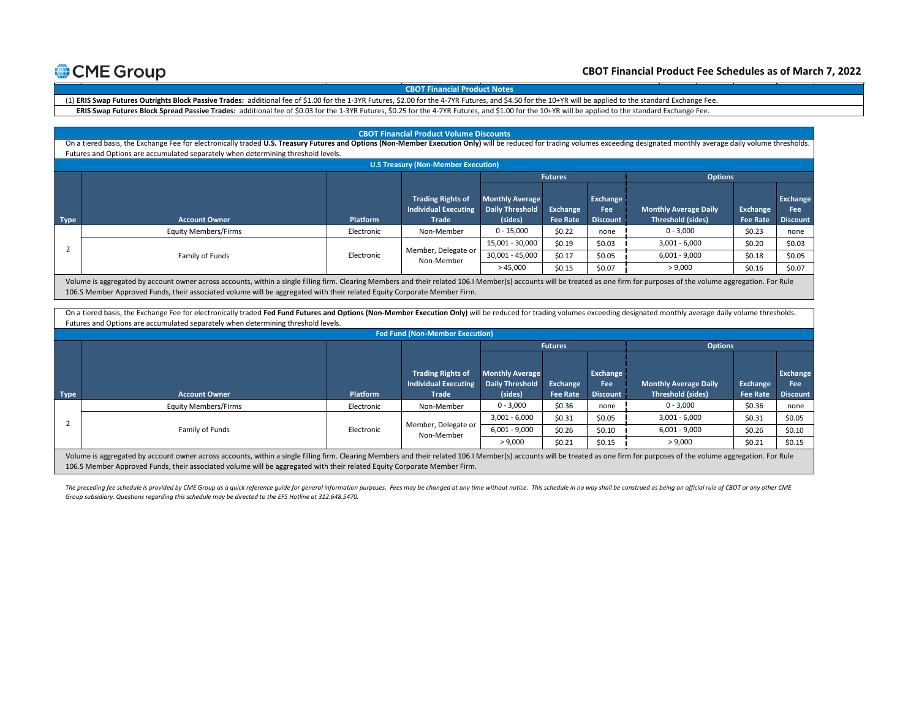CBOT Financial Product Fee Schedules as of March 7, 2022

## CBOT Financial Product Notes

(1) **ERIS Swap Futures Outrights Block Passive Trades:** additional fee of $1.00 for the 1-3YR Futures, $2.00 for the 4-7YR Futures, and $4.50 for the 10+YR will be applied to the standard Exchange Fee.

**ERIS Swap Futures Block Spread Passive Trades:** additional fee of $0.03 for the 1-3YR Futures, $0.25 for the 4-7YR Futures, and $1.00 for the 10+YR will be applied to the standard Exchange Fee.

## CBOT Financial Product Volume Discounts

On a tiered basis, the Exchange Fee for electronically traded **U.S. Treasury Futures and Options (Non-Member Execution Only)** will be reduced for trading volumes exceeding designated monthly average daily volume thresholds. Futures and Options are accumulated separately when determining threshold levels.

### U.S Treasury (Non-Member Execution)

| | | | | Futures | | | Options | | |
|---|---|---|---|---|---|---|---|---|---|
| Type | Account Owner | Platform | Trading Rights of Individual Executing Trade | Monthly Average Daily Threshold (sides) | Exchange Fee Rate | Exchange Fee Discount | Monthly Average Daily Threshold (sides) | Exchange Fee Rate | Exchange Fee Discount |
| 2 | Equity Members/Firms | Electronic | Non-Member | 0 - 15,000 | $0.22 | none | 0 - 3,000 | $0.23 | none |
| | Family of Funds | Electronic | Member, Delegate or Non-Member | 15,001 - 30,000 | $0.19 | $0.03 | 3,001 - 6,000 | $0.20 | $0.03 |
| | | | | 30,001 - 45,000 | $0.17 | $0.05 | 6,001 - 9,000 | $0.18 | $0.05 |
| | | | | > 45,000 | $0.15 | $0.07 | > 9,000 | $0.16 | $0.07 |

Volume is aggregated by account owner across accounts, within a single filling firm. Clearing Members and their related 106.I Member(s) accounts will be treated as one firm for purposes of the volume aggregation. For Rule 106.S Member Approved Funds, their associated volume will be aggregated with their related Equity Corporate Member Firm.

On a tiered basis, the Exchange Fee for electronically traded **Fed Fund Futures and Options (Non-Member Execution Only)** will be reduced for trading volumes exceeding designated monthly average daily volume thresholds. Futures and Options are accumulated separately when determining threshold levels.

### Fed Fund (Non-Member Execution)

| | | | | Futures | | | Options | | |
|---|---|---|---|---|---|---|---|---|---|
| Type | Account Owner | Platform | Trading Rights of Individual Executing Trade | Monthly Average Daily Threshold (sides) | Exchange Fee Rate | Exchange Fee Discount | Monthly Average Daily Threshold (sides) | Exchange Fee Rate | Exchange Fee Discount |
| 2 | Equity Members/Firms | Electronic | Non-Member | 0 - 3,000 | $0.36 | none | 0 - 3,000 | $0.36 | none |
| | Family of Funds | Electronic | Member, Delegate or Non-Member | 3,001 - 6,000 | $0.31 | $0.05 | 3,001 - 6,000 | $0.31 | $0.05 |
| | | | | 6,001 - 9,000 | $0.26 | $0.10 | 6,001 - 9,000 | $0.26 | $0.10 |
| | | | | > 9,000 | $0.21 | $0.15 | > 9,000 | $0.21 | $0.15 |

Volume is aggregated by account owner across accounts, within a single filling firm. Clearing Members and their related 106.I Member(s) accounts will be treated as one firm for purposes of the volume aggregation. For Rule 106.S Member Approved Funds, their associated volume will be aggregated with their related Equity Corporate Member Firm.

*The preceding fee schedule is provided by CME Group as a quick reference guide for general information purposes. Fees may be changed at any time without notice. This schedule in no way shall be construed as being an official rule of CBOT or any other CME Group subsidiary. Questions regarding this schedule may be directed to the EFS Hotline at 312.648.5470.*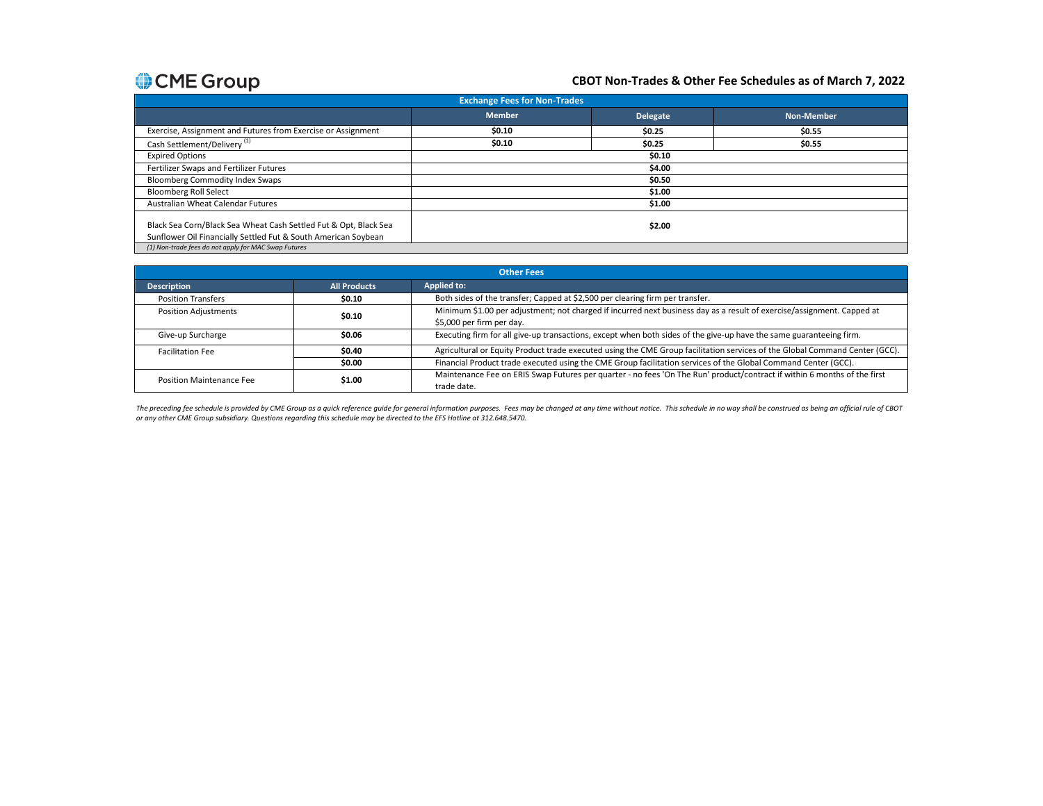CME Group

## CBOT Non-Trades & Other Fee Schedules as of March 7, 2022

| Exchange Fees for Non-Trades | | | |
|---|---|---|---|
| | Member | Delegate | Non-Member |
| Exercise, Assignment and Futures from Exercise or Assignment | $0.10 | $0.25 | $0.55 |
| Cash Settlement/Delivery (1) | $0.10 | $0.25 | $0.55 |
| Expired Options | $0.10 | | |
| Fertilizer Swaps and Fertilizer Futures | $4.00 | | |
| Bloomberg Commodity Index Swaps | $0.50 | | |
| Bloomberg Roll Select | $1.00 | | |
| Australian Wheat Calendar Futures | $1.00 | | |
| Black Sea Corn/Black Sea Wheat Cash Settled Fut & Opt, Black Sea Sunflower Oil Financially Settled Fut & South American Soybean | $2.00 | | |

*(1) Non-trade fees do not apply for MAC Swap Futures*

| Other Fees | | |
|---|---|---|
| Description | All Products | Applied to: |
| Position Transfers | $0.10 | Both sides of the transfer; Capped at $2,500 per clearing firm per transfer. |
| Position Adjustments | $0.10 | Minimum $1.00 per adjustment; not charged if incurred next business day as a result of exercise/assignment. Capped at $5,000 per firm per day. |
| Give-up Surcharge | $0.06 | Executing firm for all give-up transactions, except when both sides of the give-up have the same guaranteeing firm. |
| Facilitation Fee | $0.40 | Agricultural or Equity Product trade executed using the CME Group facilitation services of the Global Command Center (GCC). |
| | $0.00 | Financial Product trade executed using the CME Group facilitation services of the Global Command Center (GCC). |
| Position Maintenance Fee | $1.00 | Maintenance Fee on ERIS Swap Futures per quarter - no fees 'On The Run' product/contract if within 6 months of the first trade date. |

*The preceding fee schedule is provided by CME Group as a quick reference guide for general information purposes. Fees may be changed at any time without notice. This schedule in no way shall be construed as being an official rule of CBOT or any other CME Group subsidiary. Questions regarding this schedule may be directed to the EFS Hotline at 312.648.5470.*